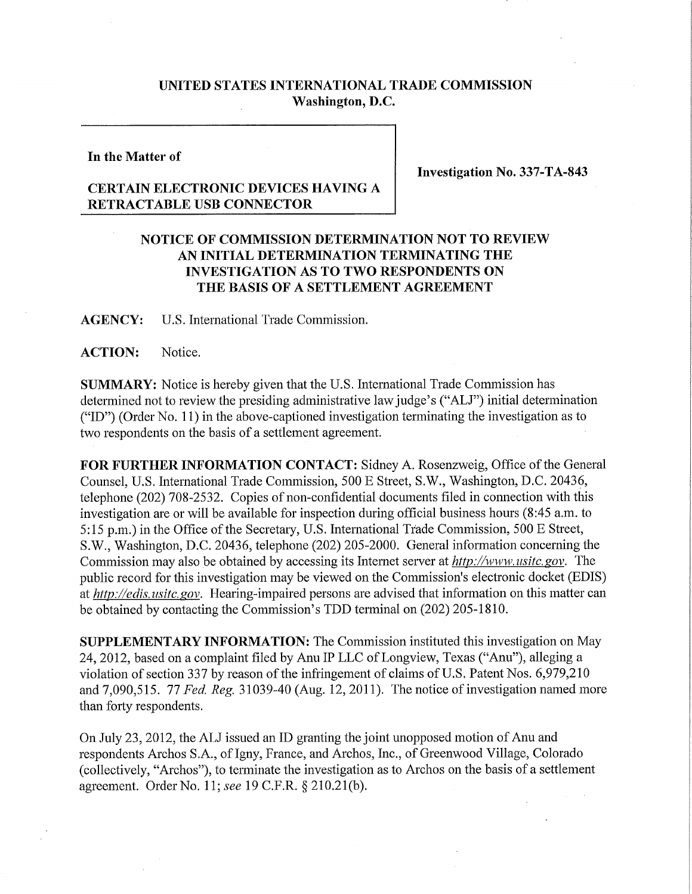**UNITED STATES INTERNATIONAL TRADE COMMISSION**
**Washington, D.C.**

**In the Matter of**

**CERTAIN ELECTRONIC DEVICES HAVING A RETRACTABLE USB CONNECTOR**

**Investigation No. 337-TA-843**

**NOTICE OF COMMISSION DETERMINATION NOT TO REVIEW AN INITIAL DETERMINATION TERMINATING THE INVESTIGATION AS TO TWO RESPONDENTS ON THE BASIS OF A SETTLEMENT AGREEMENT**

**AGENCY:** U.S. International Trade Commission.

**ACTION:** Notice.

**SUMMARY:** Notice is hereby given that the U.S. International Trade Commission has determined not to review the presiding administrative law judge's ("ALJ") initial determination ("ID") (Order No. 11) in the above-captioned investigation terminating the investigation as to two respondents on the basis of a settlement agreement.

**FOR FURTHER INFORMATION CONTACT:** Sidney A. Rosenzweig, Office of the General Counsel, U.S. International Trade Commission, 500 E Street, S.W., Washington, D.C. 20436, telephone (202) 708-2532. Copies of non-confidential documents filed in connection with this investigation are or will be available for inspection during official business hours (8:45 a.m. to 5:15 p.m.) in the Office of the Secretary, U.S. International Trade Commission, 500 E Street, S.W., Washington, D.C. 20436, telephone (202) 205-2000. General information concerning the Commission may also be obtained by accessing its Internet server at *http://www.usitc.gov*. The public record for this investigation may be viewed on the Commission's electronic docket (EDIS) at *http://edis.usitc.gov*. Hearing-impaired persons are advised that information on this matter can be obtained by contacting the Commission's TDD terminal on (202) 205-1810.

**SUPPLEMENTARY INFORMATION:** The Commission instituted this investigation on May 24, 2012, based on a complaint filed by Anu IP LLC of Longview, Texas ("Anu"), alleging a violation of section 337 by reason of the infringement of claims of U.S. Patent Nos. 6,979,210 and 7,090,515. 77 *Fed. Reg.* 31039-40 (Aug. 12, 2011). The notice of investigation named more than forty respondents.

On July 23, 2012, the ALJ issued an ID granting the joint unopposed motion of Anu and respondents Archos S.A., of Igny, France, and Archos, Inc., of Greenwood Village, Colorado (collectively, "Archos"), to terminate the investigation as to Archos on the basis of a settlement agreement. Order No. 11; *see* 19 C.F.R. § 210.21(b).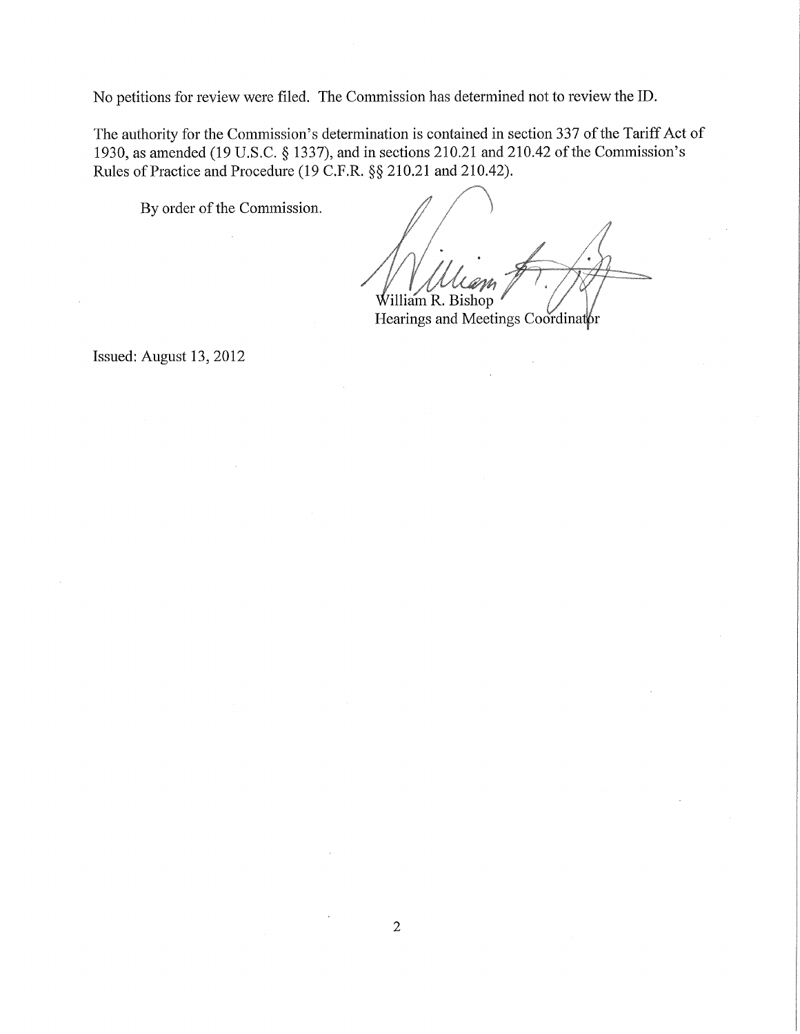No petitions for review were filed. The Commission has determined not to review the ID.

The authority for the Commission's determination is contained in section 337 of the Tariff Act of 1930, as amended (19 U.S.C. § 1337), and in sections 210.21 and 210.42 of the Commission's Rules of Practice and Procedure (19 C.F.R. §§ 210.21 and 210.42).

By order of the Commission.

William R. Bishop
Hearings and Meetings Coordinator

Issued: August 13, 2012